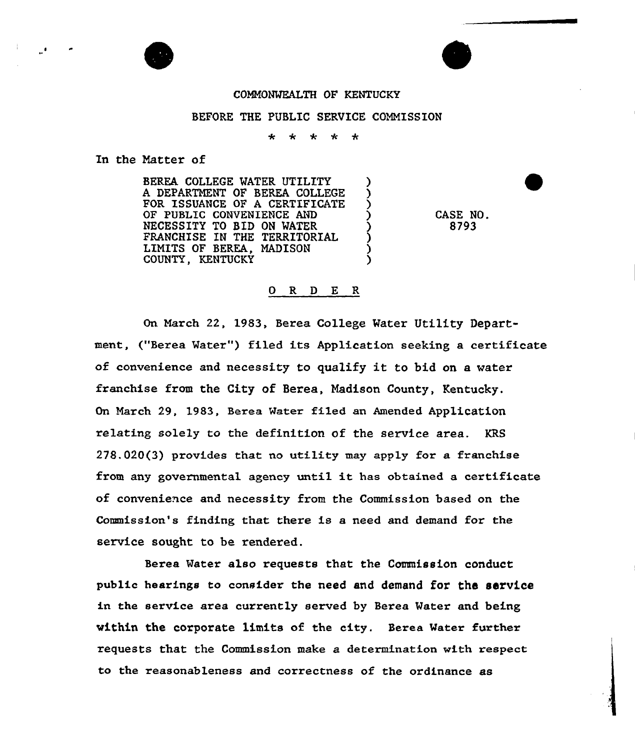COMMONWEALTH OF KENTUCKY

BEFORE THE PUBLIC SERVICE COMMISSION

\* \* \* \* \*

In the Matter of

| | |
|---|---|
| BEREA COLLEGE WATER UTILITY A DEPARTMENT OF BEREA COLLEGE FOR ISSUANCE OF A CERTIFICATE OF PUBLIC CONVENIENCE AND NECESSITY TO BID ON WATER FRANCHISE IN THE TERRITORIAL LIMITS OF BEREA, MADISON COUNTY, KENTUCKY | CASE NO. 8793 |

## O R D E R

On March 22, 1983, Berea College Water Utility Department, ("Berea Water") filed its Application seeking a certificate of convenience and necessity to qualify it to bid on a water franchise from the City of Berea, Madison County, Kentucky. On March 29, 1983, Berea Water filed an Amended Application relating solely to the definition of the service area. KRS 278.020(3) provides that no utility may apply for a franchise from any governmental agency until it has obtained a certificate of convenience and necessity from the Commission based on the Commission's finding that there is a need and demand for the service sought to be rendered.

Berea Water also requests that the Commission conduct public hearings to consider the need and demand for the service in the service area currently served by Berea Water and being within the corporate limits of the city. Berea Water further requests that the Commission make a determination with respect to the reasonableness and correctness of the ordinance as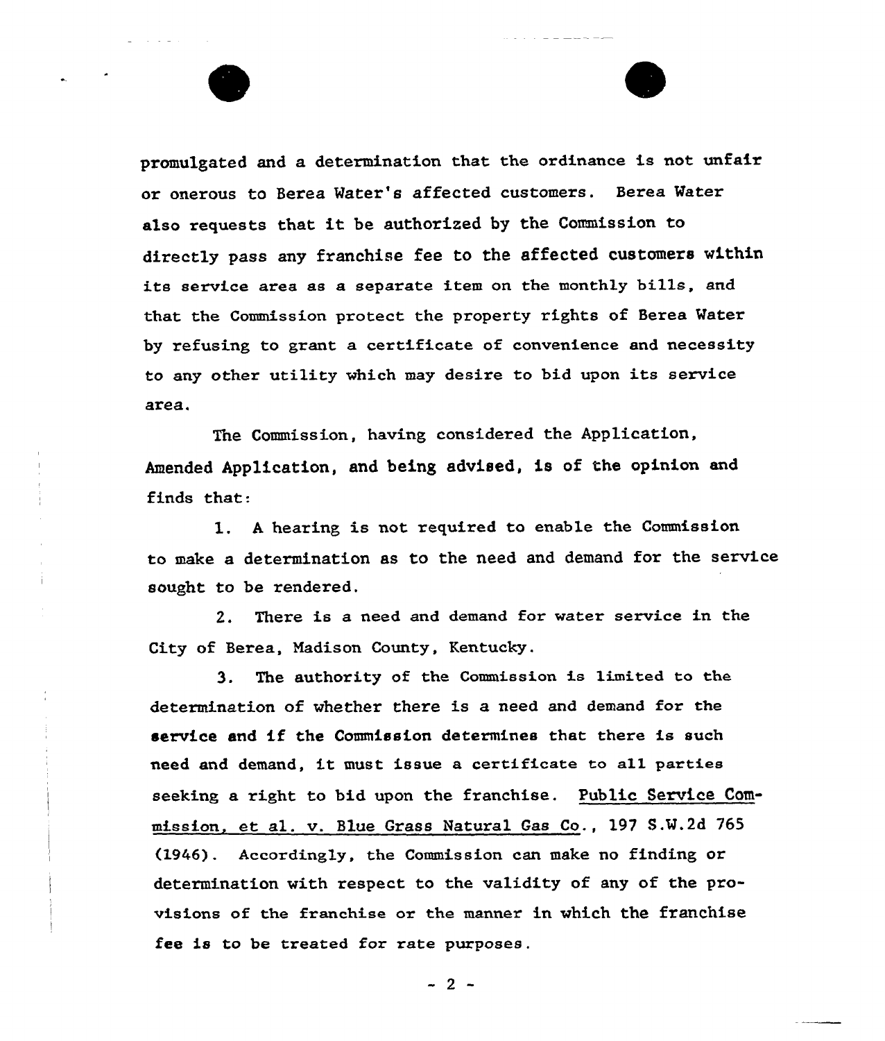promulgated and a determination that the ordinance is not unfair or onerous to Berea Water's affected customers. Berea Water also requests that it be authorized by the Commission to directly pass any franchise fee to the affected customers within its service area as a separate item on the monthly bills, and that the Commission protect the property rights of Berea Water by refusing to grant a certificate of convenience and necessity to any other utility which may desire to bid upon its service area.

The Commission, having considered the Application, Amended Application, and being advised, is of the opinion and finds that:

1. A hearing is not required to enable the Commission to make a determination as to the need and demand for the service sought to be rendered.

2. There is a need and demand for water service in the City of Berea, Madison County, Kentucky.

3. The authority of the Commission is limited to the determination of whether there is a need and demand for the service and if the Commission determines that there is such need and demand, it must issue a certificate to all parties seeking a right to bid upon the franchise. Public Service Commission, et al. v. Blue Grass Natural Gas Co., 197 S.W.2d 765 (1946). Accordingly, the Commission can make no finding or determination with respect to the validity of any of the provisions of the franchise or the manner in which the franchise fee is to be treated for rate purposes.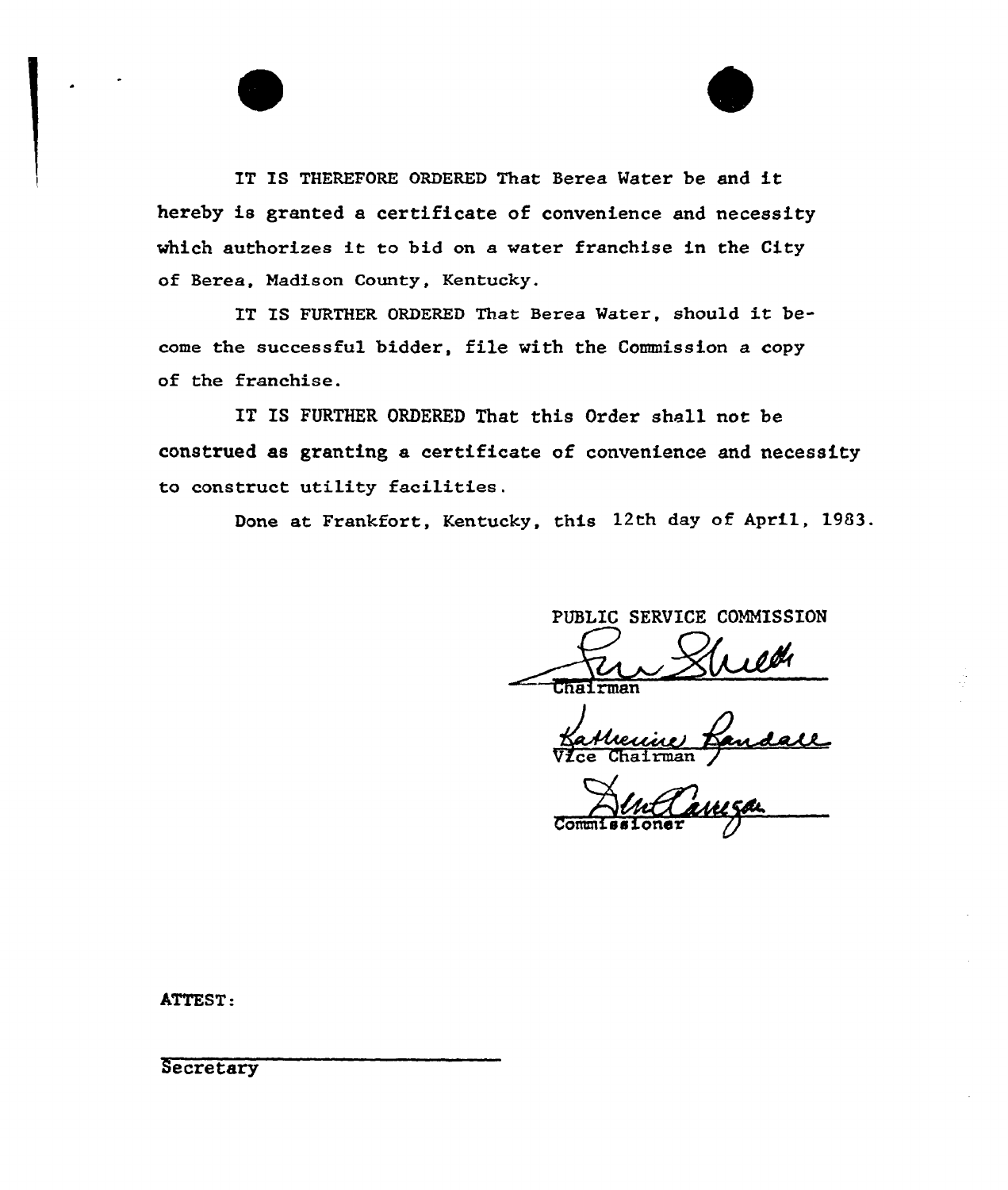IT IS THEREFORE ORDERED That Berea Water be and it hereby is granted a certificate of convenience and necessity which authorizes it to bid on a water franchise in the City of Berea, Madison County, Kentucky.

IT IS FURTHER ORDERED That Berea Water, should it become the successful bidder, file with the Commission a copy of the franchise.

IT IS FURTHER ORDERED That this Order shall not be construed as granting a certificate of convenience and necessity to construct utility facilities.

Done at Frankfort, Kentucky, this 12th day of April, 1983.

PUBLIC SERVICE COMMISSION

Chairman

Vice Chairman

Commissioner

ATTEST:

Secretary